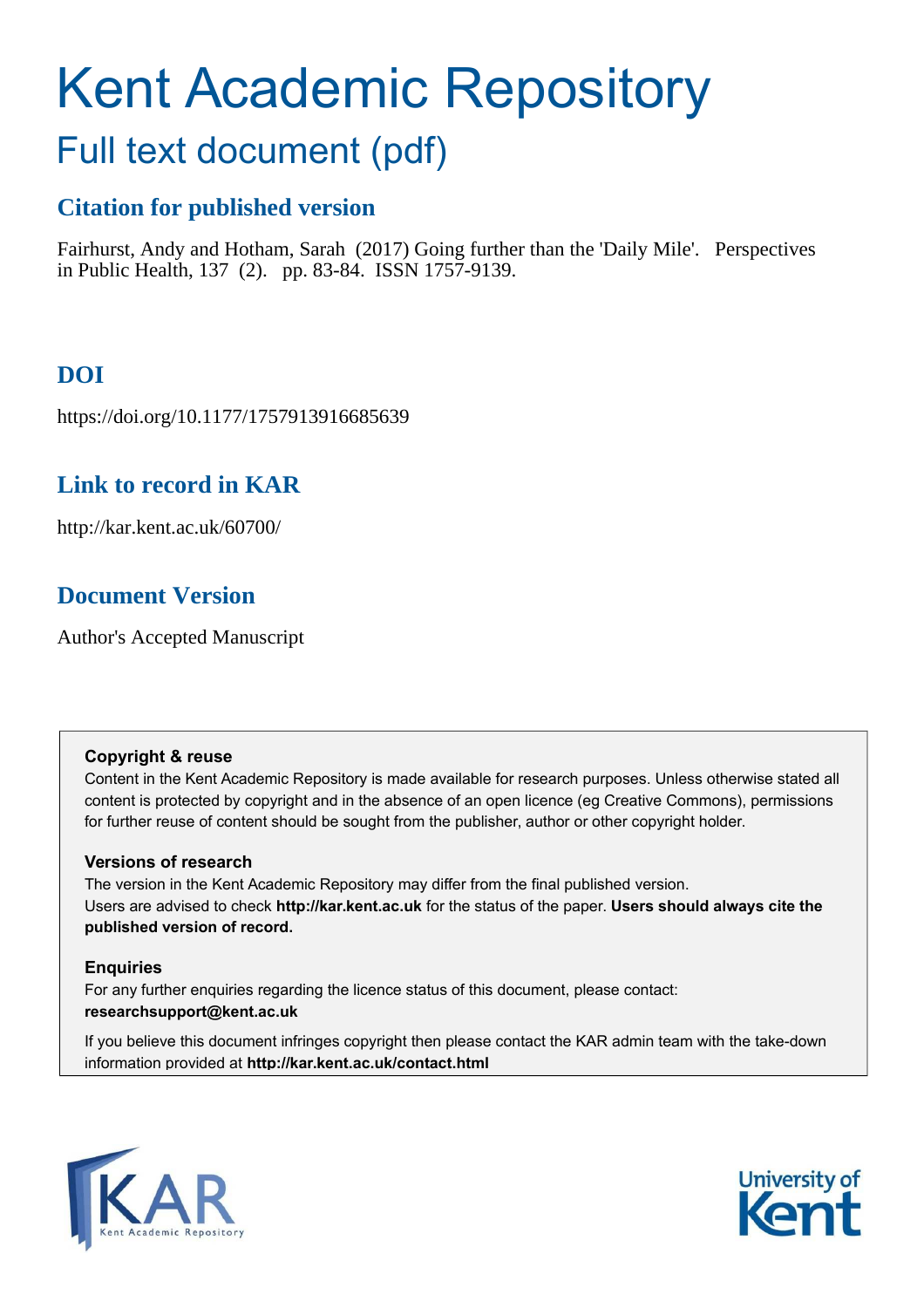# Kent Academic Repository

## Full text document (pdf)

### Citation for published version

Fairhurst, Andy and Hotham, Sarah (2017) Going further than the 'Daily Mile'. Perspectives in Public Health, 137 (2). pp. 83-84. ISSN 1757-9139.

### DOI

https://doi.org/10.1177/1757913916685639

### Link to record in KAR

http://kar.kent.ac.uk/60700/

### Document Version

Author's Accepted Manuscript

**Copyright & reuse**

Content in the Kent Academic Repository is made available for research purposes. Unless otherwise stated all content is protected by copyright and in the absence of an open licence (eg Creative Commons), permissions for further reuse of content should be sought from the publisher, author or other copyright holder.

**Versions of research**

The version in the Kent Academic Repository may differ from the final published version. Users are advised to check **http://kar.kent.ac.uk** for the status of the paper. **Users should always cite the published version of record.**

**Enquiries**

For any further enquiries regarding the licence status of this document, please contact: **researchsupport@kent.ac.uk**

If you believe this document infringes copyright then please contact the KAR admin team with the take-down information provided at **http://kar.kent.ac.uk/contact.html**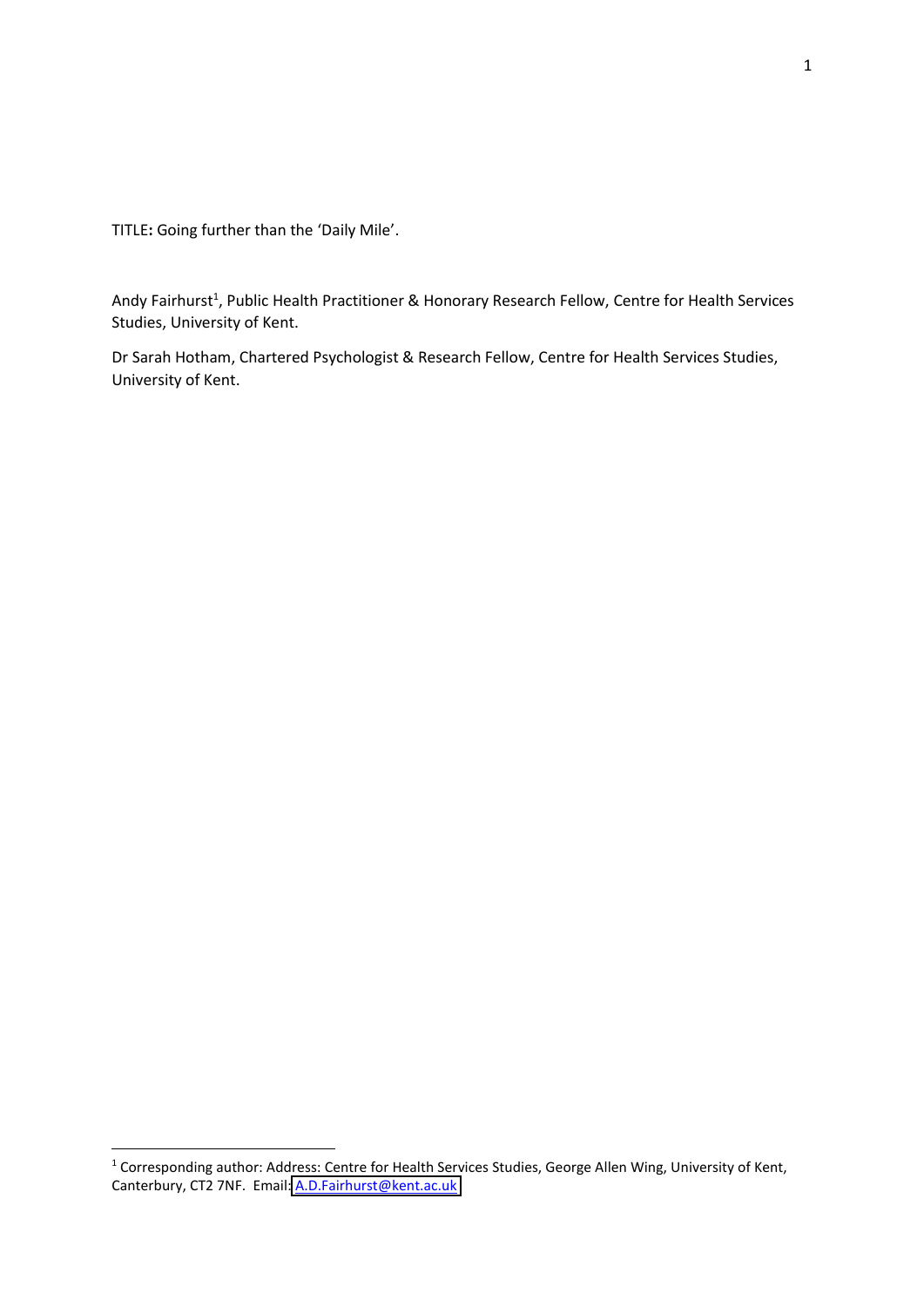TITLE**:** Going further than the 'Daily Mile'.

Andy Fairhurst[1], Public Health Practitioner & Honorary Research Fellow, Centre for Health Services Studies, University of Kent.

Dr Sarah Hotham, Chartered Psychologist & Research Fellow, Centre for Health Services Studies, University of Kent.

[1] Corresponding author: Address: Centre for Health Services Studies, George Allen Wing, University of Kent, Canterbury, CT2 7NF. Email: A.D.Fairhurst@kent.ac.uk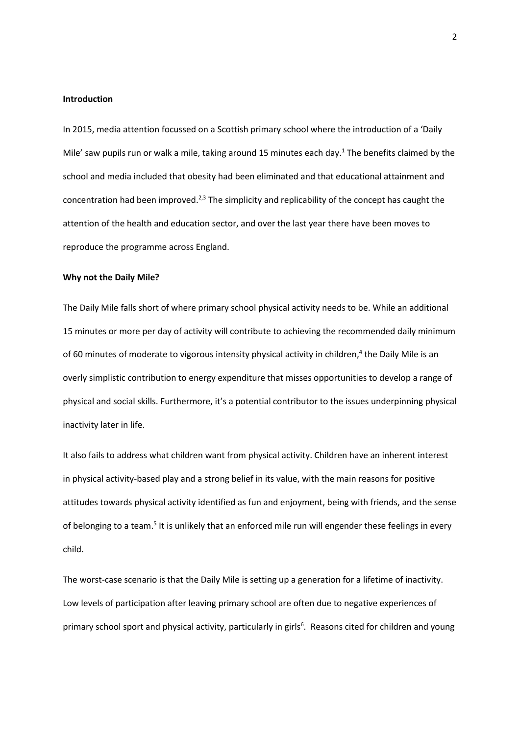**Introduction**

In 2015, media attention focussed on a Scottish primary school where the introduction of a 'Daily Mile' saw pupils run or walk a mile, taking around 15 minutes each day.[1] The benefits claimed by the school and media included that obesity had been eliminated and that educational attainment and concentration had been improved.[2,3] The simplicity and replicability of the concept has caught the attention of the health and education sector, and over the last year there have been moves to reproduce the programme across England.

**Why not the Daily Mile?**

The Daily Mile falls short of where primary school physical activity needs to be. While an additional 15 minutes or more per day of activity will contribute to achieving the recommended daily minimum of 60 minutes of moderate to vigorous intensity physical activity in children,[4] the Daily Mile is an overly simplistic contribution to energy expenditure that misses opportunities to develop a range of physical and social skills. Furthermore, it's a potential contributor to the issues underpinning physical inactivity later in life.

It also fails to address what children want from physical activity. Children have an inherent interest in physical activity-based play and a strong belief in its value, with the main reasons for positive attitudes towards physical activity identified as fun and enjoyment, being with friends, and the sense of belonging to a team.[5] It is unlikely that an enforced mile run will engender these feelings in every child.

The worst-case scenario is that the Daily Mile is setting up a generation for a lifetime of inactivity. Low levels of participation after leaving primary school are often due to negative experiences of primary school sport and physical activity, particularly in girls[6]. Reasons cited for children and young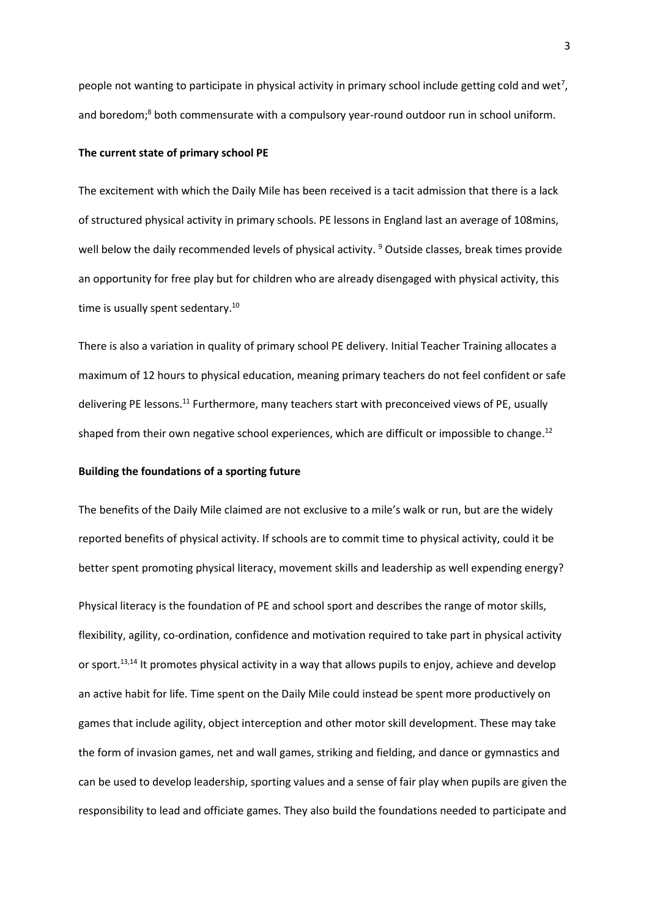people not wanting to participate in physical activity in primary school include getting cold and wet[7], and boredom;[8] both commensurate with a compulsory year-round outdoor run in school uniform.

**The current state of primary school PE**

The excitement with which the Daily Mile has been received is a tacit admission that there is a lack of structured physical activity in primary schools. PE lessons in England last an average of 108mins, well below the daily recommended levels of physical activity. [9] Outside classes, break times provide an opportunity for free play but for children who are already disengaged with physical activity, this time is usually spent sedentary.[10]

There is also a variation in quality of primary school PE delivery. Initial Teacher Training allocates a maximum of 12 hours to physical education, meaning primary teachers do not feel confident or safe delivering PE lessons.[11] Furthermore, many teachers start with preconceived views of PE, usually shaped from their own negative school experiences, which are difficult or impossible to change.[12]

**Building the foundations of a sporting future**

The benefits of the Daily Mile claimed are not exclusive to a mile's walk or run, but are the widely reported benefits of physical activity. If schools are to commit time to physical activity, could it be better spent promoting physical literacy, movement skills and leadership as well expending energy?

Physical literacy is the foundation of PE and school sport and describes the range of motor skills, flexibility, agility, co-ordination, confidence and motivation required to take part in physical activity or sport.[13,14] It promotes physical activity in a way that allows pupils to enjoy, achieve and develop an active habit for life. Time spent on the Daily Mile could instead be spent more productively on games that include agility, object interception and other motor skill development. These may take the form of invasion games, net and wall games, striking and fielding, and dance or gymnastics and can be used to develop leadership, sporting values and a sense of fair play when pupils are given the responsibility to lead and officiate games. They also build the foundations needed to participate and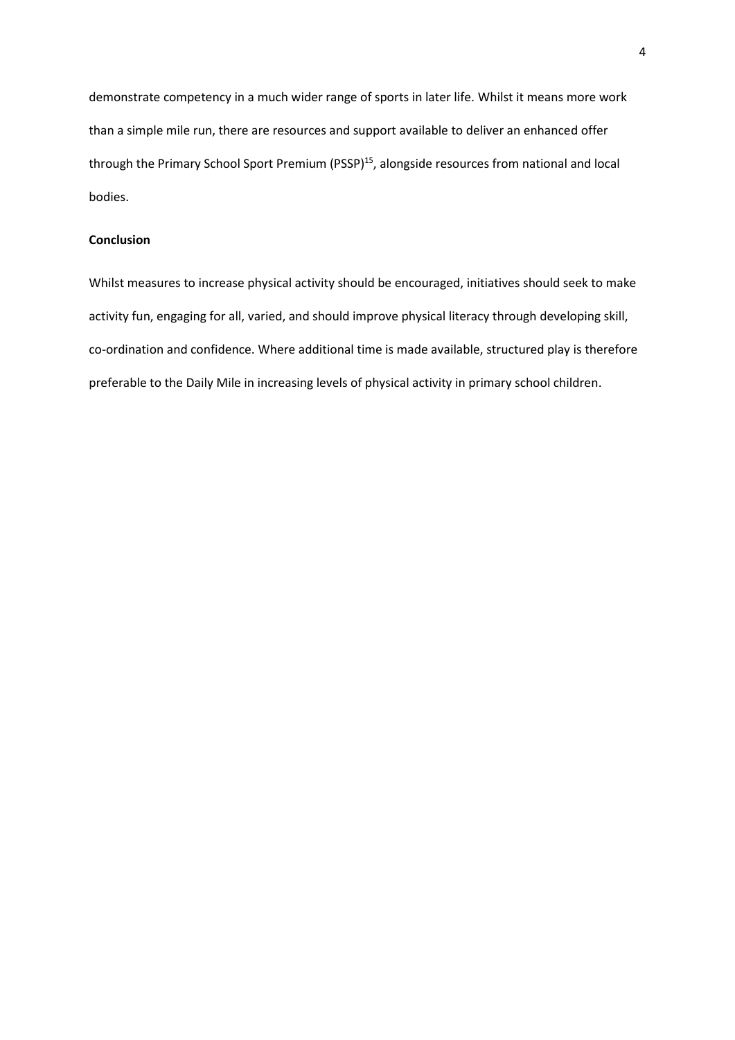demonstrate competency in a much wider range of sports in later life. Whilst it means more work than a simple mile run, there are resources and support available to deliver an enhanced offer through the Primary School Sport Premium (PSSP)[15], alongside resources from national and local bodies.

**Conclusion**

Whilst measures to increase physical activity should be encouraged, initiatives should seek to make activity fun, engaging for all, varied, and should improve physical literacy through developing skill, co-ordination and confidence. Where additional time is made available, structured play is therefore preferable to the Daily Mile in increasing levels of physical activity in primary school children.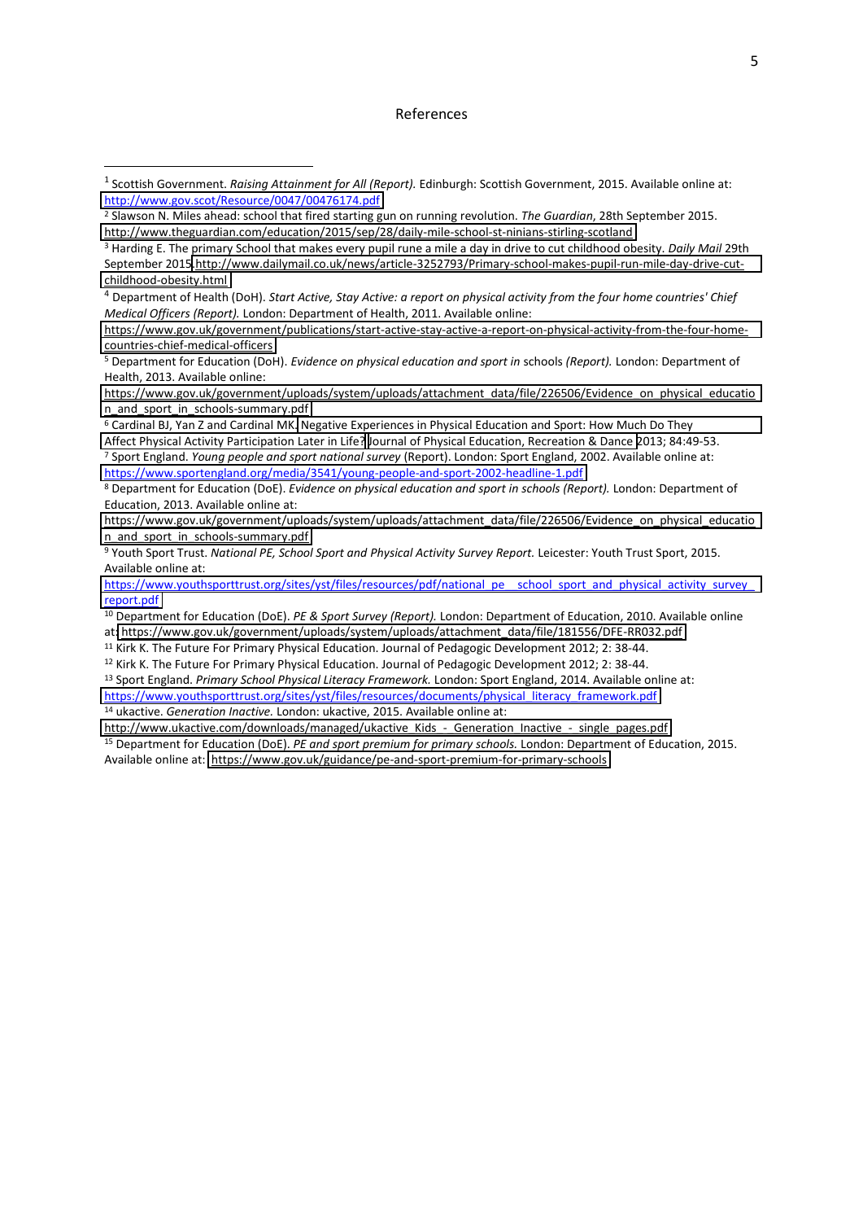References

[1] Scottish Government. *Raising Attainment for All (Report).* Edinburgh: Scottish Government, 2015. Available online at: http://www.gov.scot/Resource/0047/00476174.pdf

[2] Slawson N. Miles ahead: school that fired starting gun on running revolution. *The Guardian*, 28th September 2015. http://www.theguardian.com/education/2015/sep/28/daily-mile-school-st-ninians-stirling-scotland

[3] Harding E. The primary School that makes every pupil rune a mile a day in drive to cut childhood obesity. *Daily Mail* 29th September 2015 http://www.dailymail.co.uk/news/article-3252793/Primary-school-makes-pupil-run-mile-day-drive-cut-childhood-obesity.html

[4] Department of Health (DoH). *Start Active, Stay Active: a report on physical activity from the four home countries' Chief Medical Officers (Report).* London: Department of Health, 2011. Available online: https://www.gov.uk/government/publications/start-active-stay-active-a-report-on-physical-activity-from-the-four-home-countries-chief-medical-officers

[5] Department for Education (DoH). *Evidence on physical education and sport in* schools *(Report).* London: Department of Health, 2013. Available online: https://www.gov.uk/government/uploads/system/uploads/attachment_data/file/226506/Evidence_on_physical_education_and_sport_in_schools-summary.pdf

[6] Cardinal BJ, Yan Z and Cardinal MK. Negative Experiences in Physical Education and Sport: How Much Do They Affect Physical Activity Participation Later in Life? Journal of Physical Education, Recreation & Dance 2013; 84:49-53.

[7] Sport England. *Young people and sport national survey* (Report). London: Sport England, 2002. Available online at: https://www.sportengland.org/media/3541/young-people-and-sport-2002-headline-1.pdf

[8] Department for Education (DoE). *Evidence on physical education and sport in schools (Report).* London: Department of Education, 2013. Available online at: https://www.gov.uk/government/uploads/system/uploads/attachment_data/file/226506/Evidence_on_physical_education_and_sport_in_schools-summary.pdf

[9] Youth Sport Trust. *National PE, School Sport and Physical Activity Survey Report.* Leicester: Youth Trust Sport, 2015. Available online at: https://www.youthsporttrust.org/sites/yst/files/resources/pdf/national_pe__school_sport_and_physical_activity_survey_report.pdf

[10] Department for Education (DoE). *PE & Sport Survey (Report).* London: Department of Education, 2010. Available online at: https://www.gov.uk/government/uploads/system/uploads/attachment_data/file/181556/DFE-RR032.pdf

[11] Kirk K. The Future For Primary Physical Education. Journal of Pedagogic Development 2012; 2: 38-44.

[12] Kirk K. The Future For Primary Physical Education. Journal of Pedagogic Development 2012; 2: 38-44.

[13] Sport England. *Primary School Physical Literacy Framework.* London: Sport England, 2014. Available online at: https://www.youthsporttrust.org/sites/yst/files/resources/documents/physical_literacy_framework.pdf

[14] ukactive. *Generation Inactive.* London: ukactive, 2015. Available online at: http://www.ukactive.com/downloads/managed/ukactive_Kids_-_Generation_Inactive_-_single_pages.pdf

[15] Department for Education (DoE). *PE and sport premium for primary schools.* London: Department of Education, 2015. Available online at: https://www.gov.uk/guidance/pe-and-sport-premium-for-primary-schools